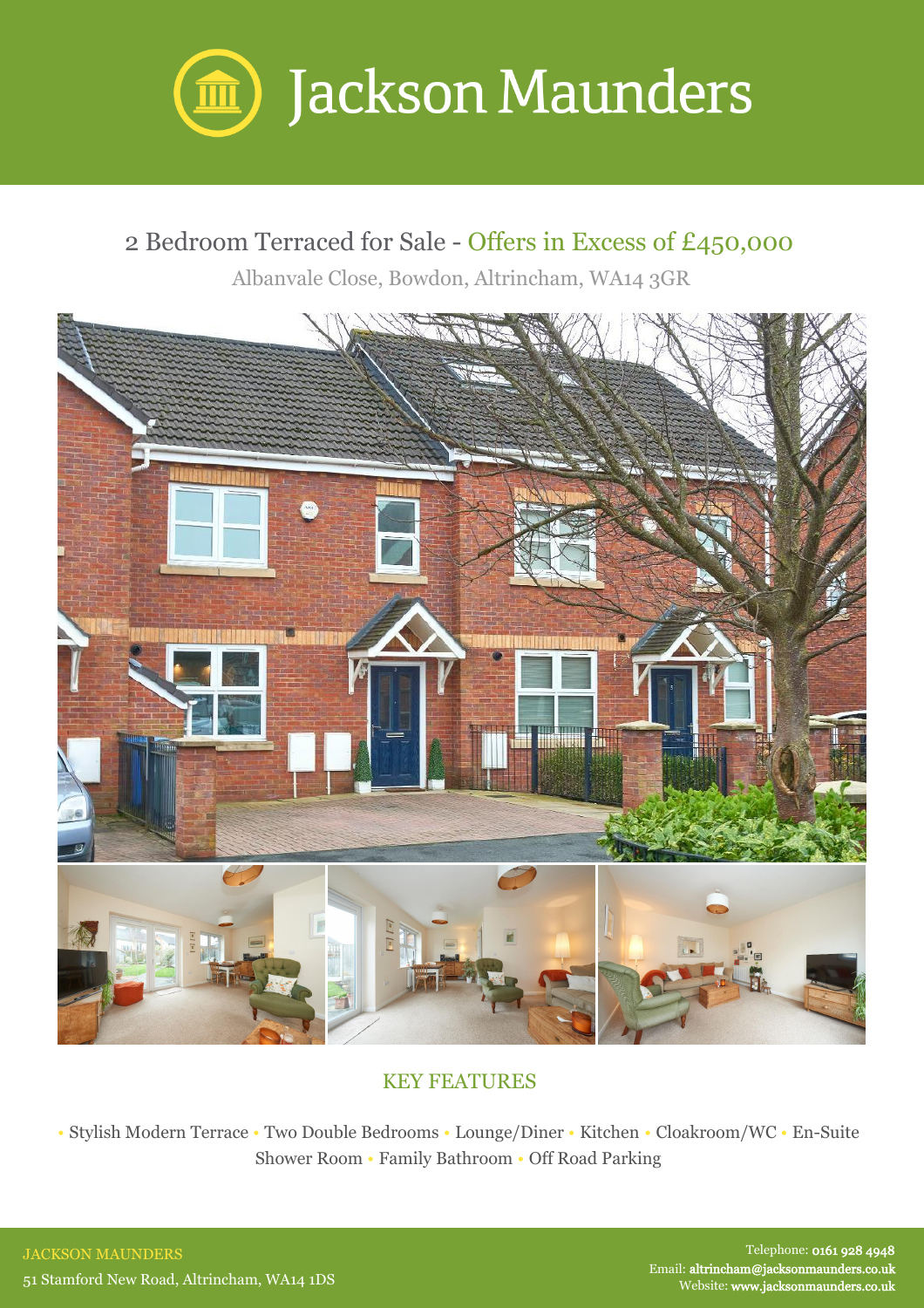# Jackson Maunders

## 2 Bedroom Terraced for Sale - Offers in Excess of £450,000

Albanvale Close, Bowdon, Altrincham, WA14 3GR

### KEY FEATURES

• Stylish Modern Terrace • Two Double Bedrooms • Lounge/Diner • Kitchen • Cloakroom/WC • En-Suite Shower Room • Family Bathroom • Off Road Parking

JACKSON MAUNDERS

51 Stamford New Road, Altrincham, WA14 1DS

Telephone: **0161 928 4948**

Email: **altrincham@jacksonmaunders.co.uk**

Website: **www.jacksonmaunders.co.uk**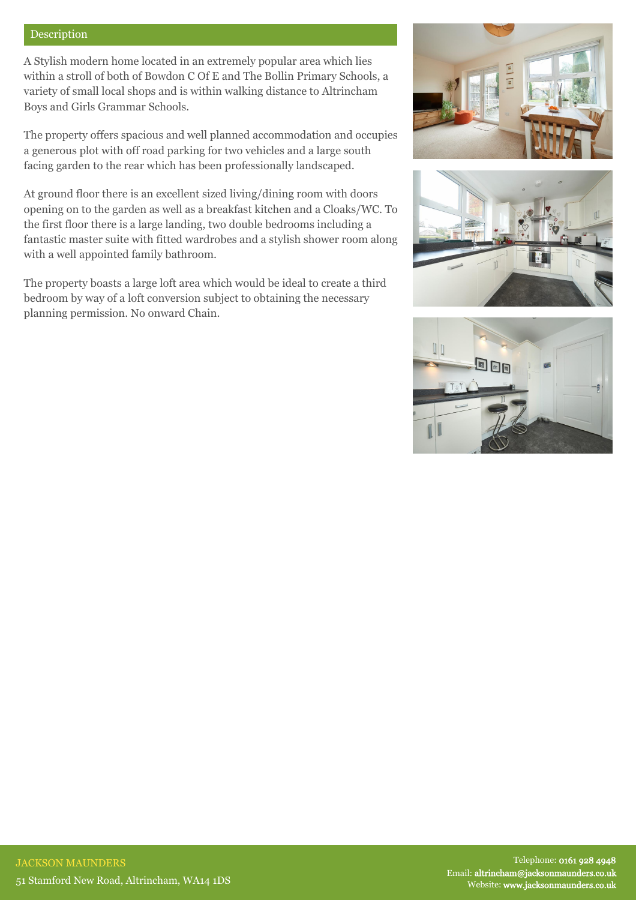## Description

A Stylish modern home located in an extremely popular area which lies within a stroll of both of Bowdon C Of E and The Bollin Primary Schools, a variety of small local shops and is within walking distance to Altrincham Boys and Girls Grammar Schools.

The property offers spacious and well planned accommodation and occupies a generous plot with off road parking for two vehicles and a large south facing garden to the rear which has been professionally landscaped.

At ground floor there is an excellent sized living/dining room with doors opening on to the garden as well as a breakfast kitchen and a Cloaks/WC. To the first floor there is a large landing, two double bedrooms including a fantastic master suite with fitted wardrobes and a stylish shower room along with a well appointed family bathroom.

The property boasts a large loft area which would be ideal to create a third bedroom by way of a loft conversion subject to obtaining the necessary planning permission. No onward Chain.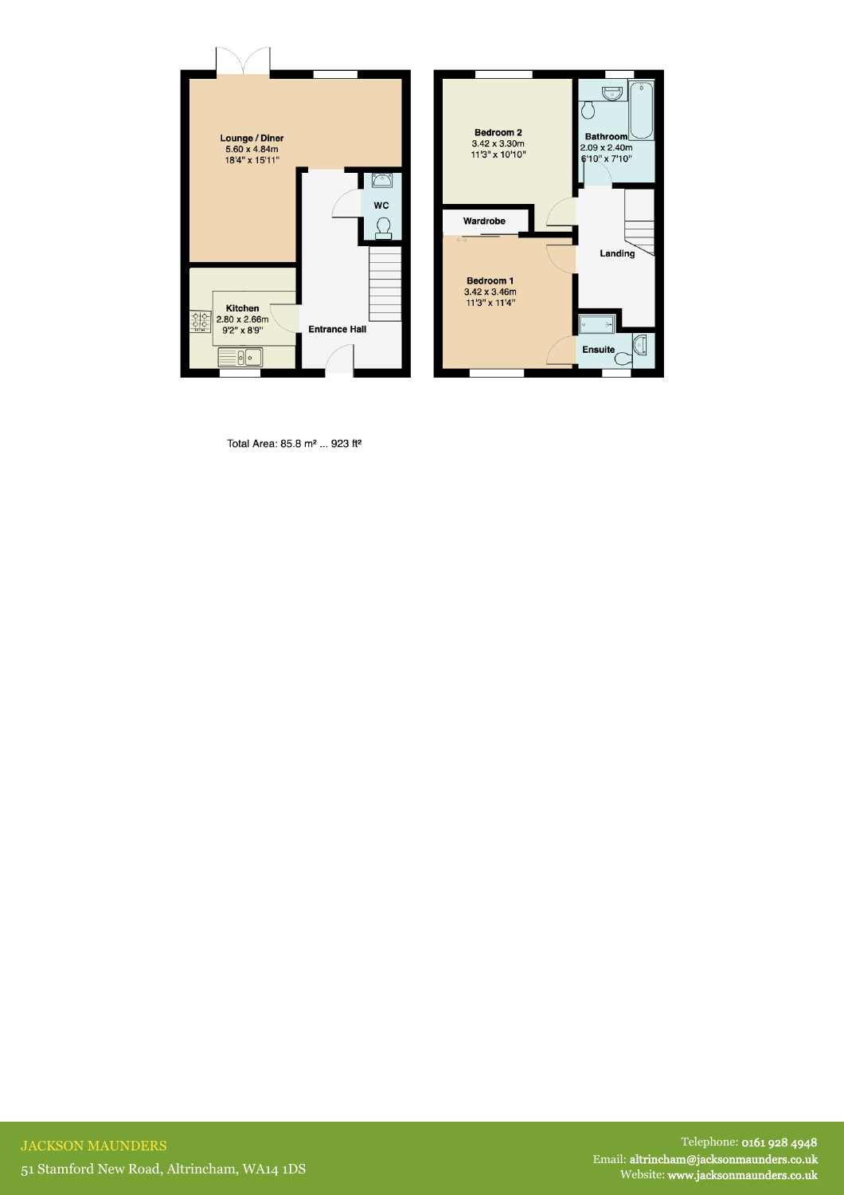Lounge / Diner
5.60 x 4.84m
18'4" x 15'11"

WC

Kitchen
2.80 x 2.66m
9'2" x 8'9"

Entrance Hall

Bedroom 2
3.42 x 3.30m
11'3" x 10'10"

Bathroom
2.09 x 2.40m
6'10" x 7'10"

Wardrobe

Landing

Bedroom 1
3.42 x 3.46m
11'3" x 11'4"

Ensuite

Total Area: 85.8 m² ... 923 ft²

JACKSON MAUNDERS
51 Stamford New Road, Altrincham, WA14 1DS

Telephone: **0161 928 4948**
Email: **altrincham@jacksonmaunders.co.uk**
Website: **www.jacksonmaunders.co.uk**